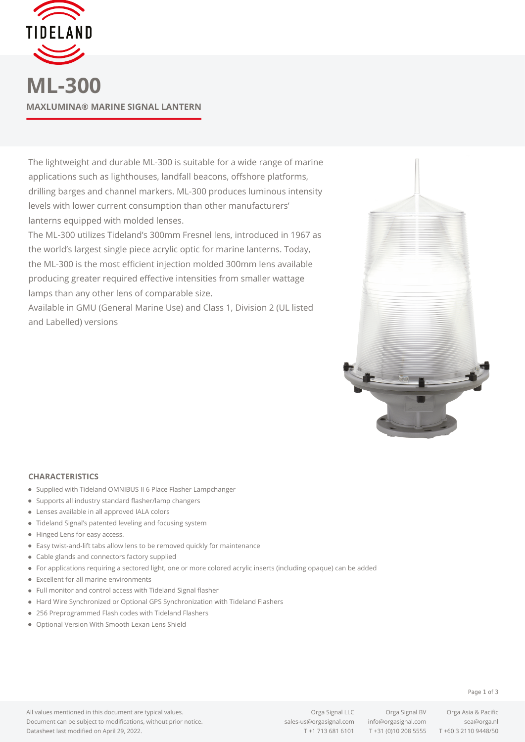# ML-300

**MAXLUMINA® MARINE SIGNAL LANTERN**

The lightweight and durable ML-300 is suitable for a wide range of marine applications such as lighthouses, landfall beacons, offshore platforms, drilling barges and channel markers. ML-300 produces luminous intensity levels with lower current consumption than other manufacturers' lanterns equipped with molded lenses.

The ML-300 utilizes Tideland's 300mm Fresnel lens, introduced in 1967 as the world's largest single piece acrylic optic for marine lanterns. Today, the ML-300 is the most efficient injection molded 300mm lens available producing greater required effective intensities from smaller wattage lamps than any other lens of comparable size.

Available in GMU (General Marine Use) and Class 1, Division 2 (UL listed and Labelled) versions

## CHARACTERISTICS

- Supplied with Tideland OMNIBUS II 6 Place Flasher Lampchanger
- Supports all industry standard flasher/lamp changers
- Lenses available in all approved IALA colors
- Tideland Signal's patented leveling and focusing system
- Hinged Lens for easy access.
- Easy twist-and-lift tabs allow lens to be removed quickly for maintenance
- Cable glands and connectors factory supplied
- For applications requiring a sectored light, one or more colored acrylic inserts (including opaque) can be added
- Excellent for all marine environments
- Full monitor and control access with Tideland Signal flasher
- Hard Wire Synchronized or Optional GPS Synchronization with Tideland Flashers
- 256 Preprogrammed Flash codes with Tideland Flashers
- Optional Version With Smooth Lexan Lens Shield

All values mentioned in this document are typical values.
Document can be subject to modifications, without prior notice.
Datasheet last modified on April 29, 2022.

Orga Signal LLC
sales-us@orgasignal.com
T +1 713 681 6101

Orga Signal BV
info@orgasignal.com
T +31 (0)10 208 5555

Orga Asia & Pacific
sea@orga.nl
T +60 3 2110 9448/50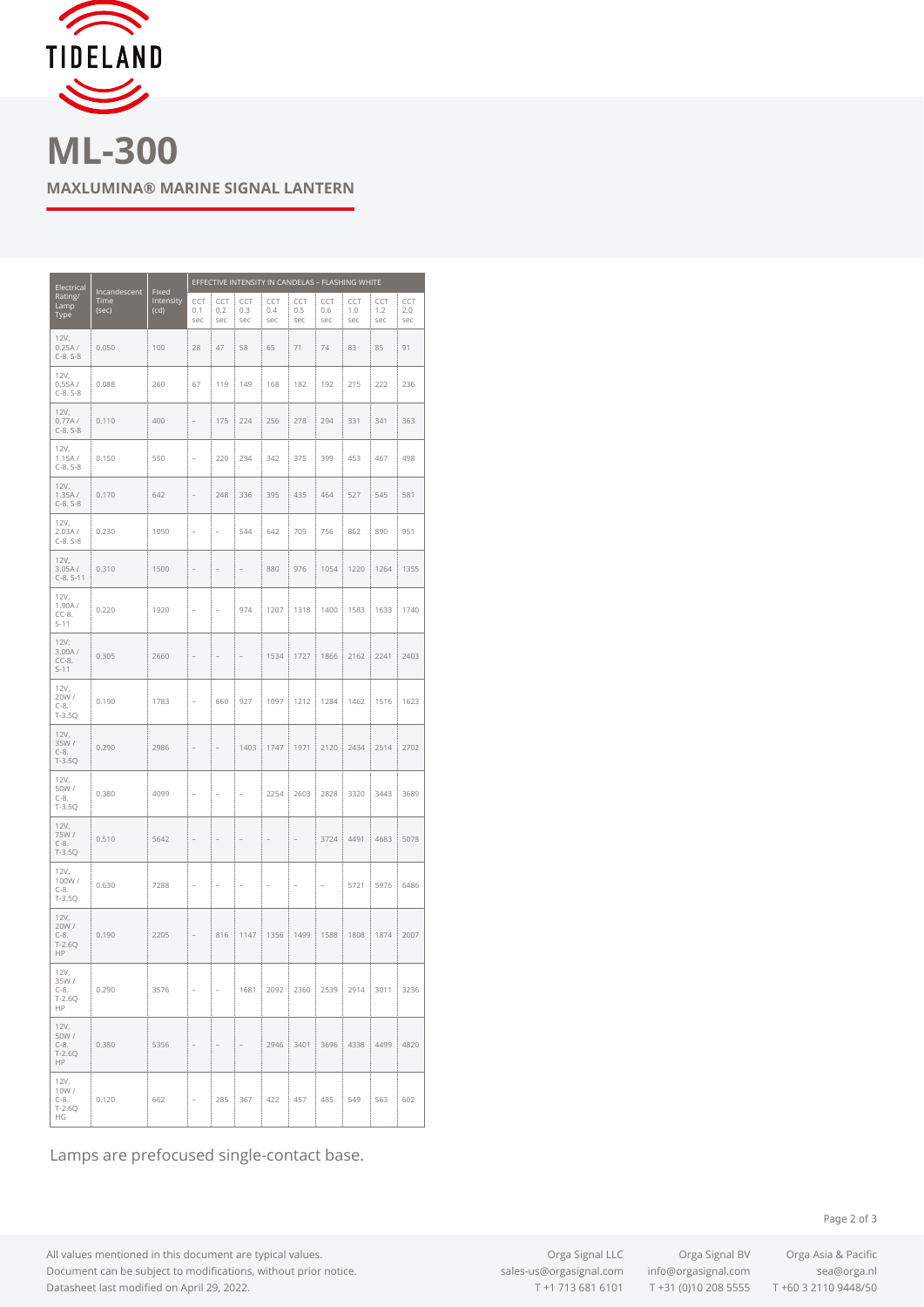# ML-300

**MAXLUMINA® MARINE SIGNAL LANTERN**

| Electrical Rating/ Lamp Type | Incandescent Time (sec) | Fixed Intensity (cd) | EFFECTIVE INTENSITY IN CANDELAS – FLASHING WHITE | | | | | | | | |
|---|---|---|---|---|---|---|---|---|---|---|---|
| | | | CCT 0.1 sec | CCT 0.2 sec | CCT 0.3 sec | CCT 0.4 sec | CCT 0.5 sec | CCT 0.6 sec | CCT 1.0 sec | CCT 1.2 sec | CCT 2.0 sec |
| 12V, 0.25A / C-8, S-8 | 0.050 | 100 | 28 | 47 | 58 | 65 | 71 | 74 | 83 | 85 | 91 |
| 12V, 0.55A / C-8, S-8 | 0.088 | 260 | 67 | 119 | 149 | 168 | 182 | 192 | 215 | 222 | 236 |
| 12V, 0.77A / C-8, S-8 | 0.110 | 400 | – | 175 | 224 | 256 | 278 | 294 | 331 | 341 | 363 |
| 12V, 1.15A / C-8, S-8 | 0.150 | 550 | – | 220 | 294 | 342 | 375 | 399 | 453 | 467 | 498 |
| 12V, 1.35A / C-8, S-8 | 0.170 | 642 | – | 248 | 336 | 395 | 435 | 464 | 527 | 545 | 581 |
| 12V, 2.03A / C-8, S-8 | 0.230 | 1050 | – | – | 544 | 642 | 709 | 756 | 862 | 890 | 951 |
| 12V, 3.05A / C-8, S-11 | 0.310 | 1500 | – | – | – | 880 | 976 | 1054 | 1220 | 1264 | 1355 |
| 12V, 1.90A / CC-8, S-11 | 0.220 | 1920 | – | – | 974 | 1207 | 1318 | 1400 | 1583 | 1633 | 1740 |
| 12V, 3.00A / CC-8, S-11 | 0.305 | 2660 | – | – | – | 1534 | 1727 | 1866 | 2162 | 2241 | 2403 |
| 12V, 20W / C-8, T-3.5Q | 0.190 | 1783 | – | 660 | 927 | 1097 | 1212 | 1284 | 1462 | 1516 | 1623 |
| 12V, 35W / C-8, T-3.5Q | 0.290 | 2986 | – | – | 1403 | 1747 | 1971 | 2120 | 2434 | 2514 | 2702 |
| 12V, 50W / C-8, T-3.5Q | 0.380 | 4099 | – | – | – | 2254 | 2603 | 2828 | 3320 | 3443 | 3689 |
| 12V, 75W / C-8, T-3.5Q | 0.510 | 5642 | – | – | – | – | – | 3724 | 4491 | 4683 | 5078 |
| 12V, 100W / C-8, T-3.5Q | 0.630 | 7288 | – | – | – | – | – | – | 5721 | 5976 | 6486 |
| 12V, 20W / C-8, T-2.6Q HP | 0.190 | 2205 | – | 816 | 1147 | 1356 | 1499 | 1588 | 1808 | 1874 | 2007 |
| 12V, 35W / C-8, T-2.6Q HP | 0.290 | 3576 | – | – | 1681 | 2092 | 2360 | 2539 | 2914 | 3011 | 3236 |
| 12V, 50W / C-8, T-2.6Q HP | 0.380 | 5356 | – | – | – | 2946 | 3401 | 3696 | 4338 | 4499 | 4820 |
| 12V, 10W / C-8, T-2.6Q HG | 0.120 | 662 | – | 285 | 367 | 422 | 457 | 485 | 549 | 563 | 602 |

Lamps are prefocused single-contact base.

All values mentioned in this document are typical values.
Document can be subject to modifications, without prior notice.
Datasheet last modified on April 29, 2022.

Orga Signal LLC
sales-us@orgasignal.com
T +1 713 681 6101

Orga Signal BV
info@orgasignal.com
T +31 (0)10 208 5555

Orga Asia & Pacific
sea@orga.nl
T +60 3 2110 9448/50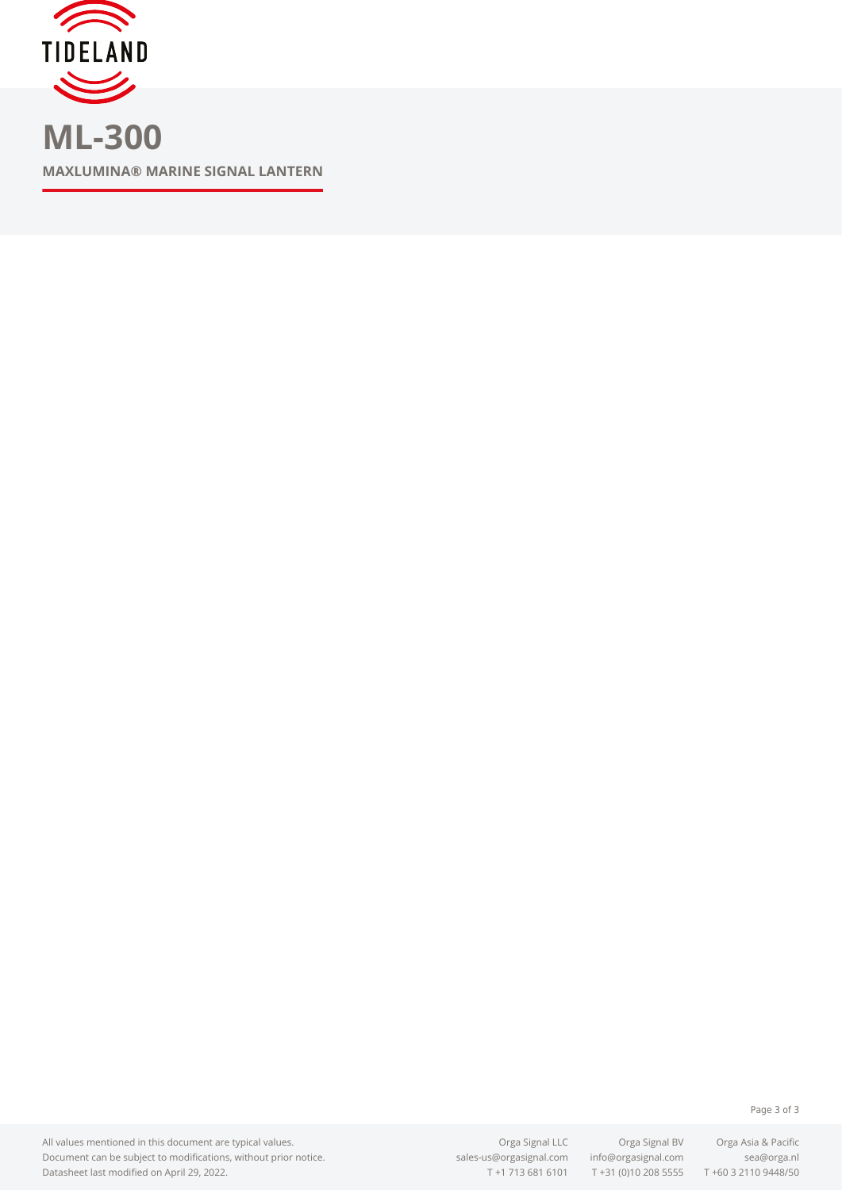# ML-300

**MAXLUMINA® MARINE SIGNAL LANTERN**